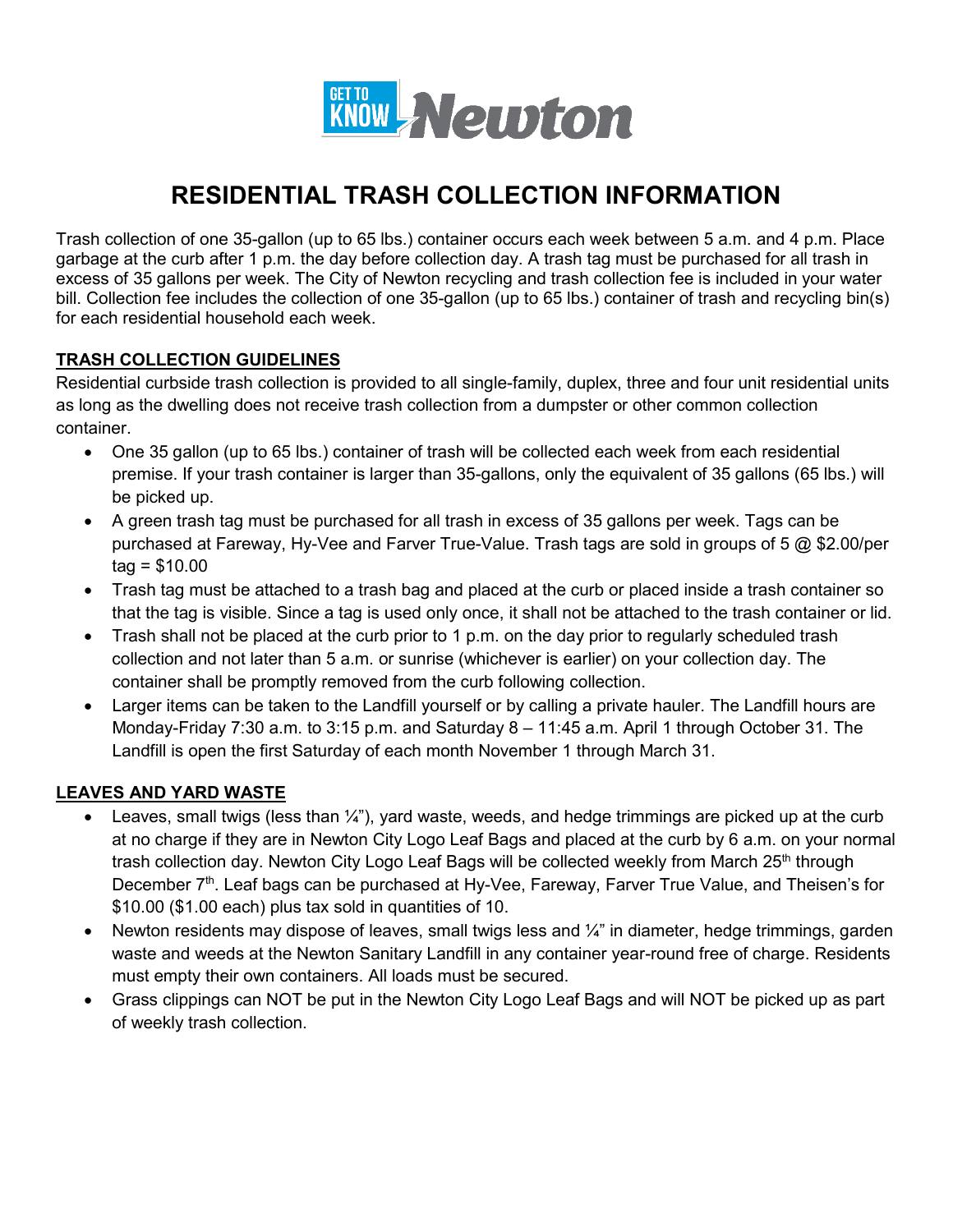GET TO KNOW Newton

# RESIDENTIAL TRASH COLLECTION INFORMATION

Trash collection of one 35-gallon (up to 65 lbs.) container occurs each week between 5 a.m. and 4 p.m. Place garbage at the curb after 1 p.m. the day before collection day. A trash tag must be purchased for all trash in excess of 35 gallons per week. The City of Newton recycling and trash collection fee is included in your water bill. Collection fee includes the collection of one 35-gallon (up to 65 lbs.) container of trash and recycling bin(s) for each residential household each week.

## TRASH COLLECTION GUIDELINES

Residential curbside trash collection is provided to all single-family, duplex, three and four unit residential units as long as the dwelling does not receive trash collection from a dumpster or other common collection container.

- One 35 gallon (up to 65 lbs.) container of trash will be collected each week from each residential premise. If your trash container is larger than 35-gallons, only the equivalent of 35 gallons (65 lbs.) will be picked up.
- A green trash tag must be purchased for all trash in excess of 35 gallons per week. Tags can be purchased at Fareway, Hy-Vee and Farver True-Value. Trash tags are sold in groups of 5 @ $2.00/per tag = $10.00
- Trash tag must be attached to a trash bag and placed at the curb or placed inside a trash container so that the tag is visible. Since a tag is used only once, it shall not be attached to the trash container or lid.
- Trash shall not be placed at the curb prior to 1 p.m. on the day prior to regularly scheduled trash collection and not later than 5 a.m. or sunrise (whichever is earlier) on your collection day. The container shall be promptly removed from the curb following collection.
- Larger items can be taken to the Landfill yourself or by calling a private hauler. The Landfill hours are Monday-Friday 7:30 a.m. to 3:15 p.m. and Saturday 8 – 11:45 a.m. April 1 through October 31. The Landfill is open the first Saturday of each month November 1 through March 31.

## LEAVES AND YARD WASTE

- Leaves, small twigs (less than ¼"), yard waste, weeds, and hedge trimmings are picked up at the curb at no charge if they are in Newton City Logo Leaf Bags and placed at the curb by 6 a.m. on your normal trash collection day. Newton City Logo Leaf Bags will be collected weekly from March 25th through December 7th. Leaf bags can be purchased at Hy-Vee, Fareway, Farver True Value, and Theisen's for $10.00 ($1.00 each) plus tax sold in quantities of 10.
- Newton residents may dispose of leaves, small twigs less and ¼" in diameter, hedge trimmings, garden waste and weeds at the Newton Sanitary Landfill in any container year-round free of charge. Residents must empty their own containers. All loads must be secured.
- Grass clippings can NOT be put in the Newton City Logo Leaf Bags and will NOT be picked up as part of weekly trash collection.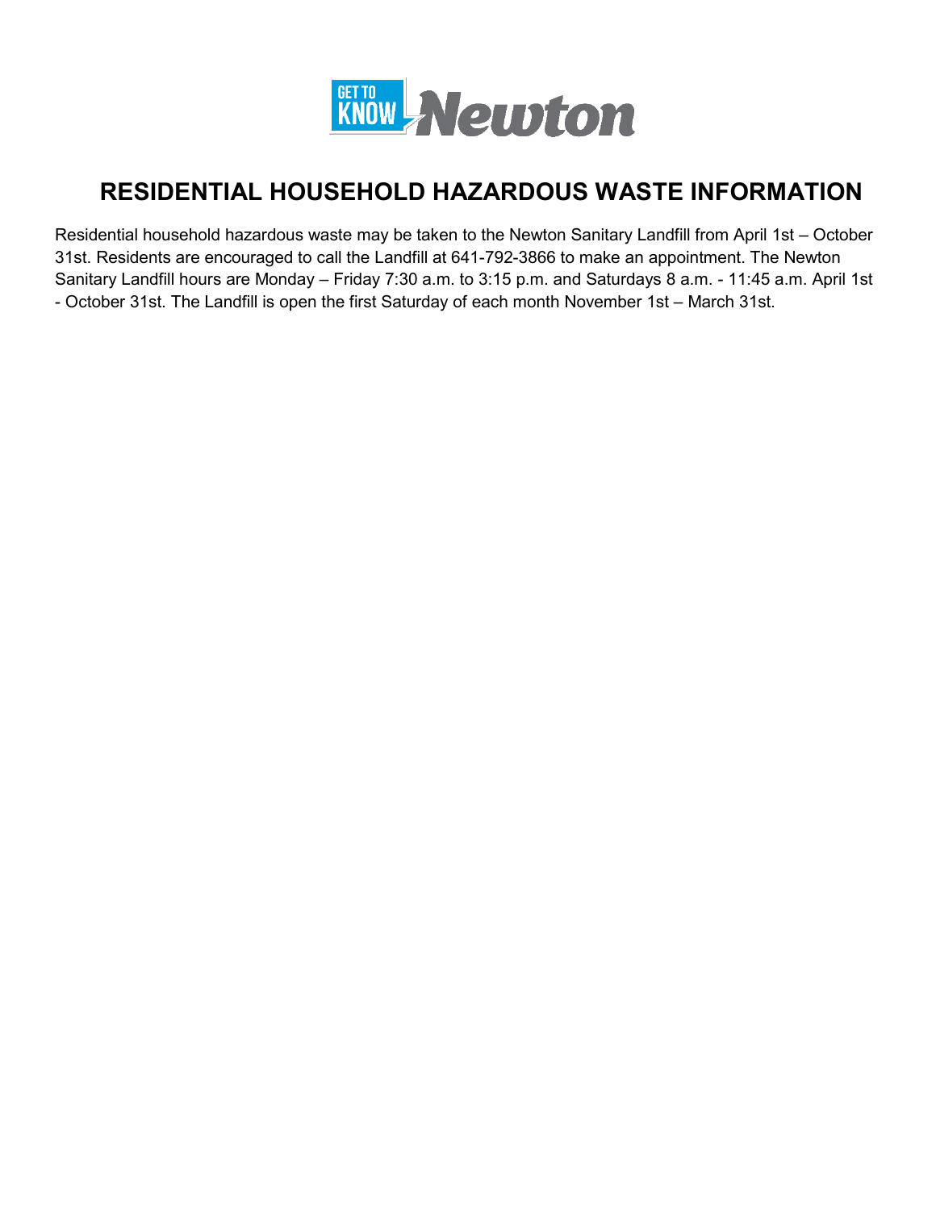# RESIDENTIAL HOUSEHOLD HAZARDOUS WASTE INFORMATION

Residential household hazardous waste may be taken to the Newton Sanitary Landfill from April 1st – October 31st. Residents are encouraged to call the Landfill at 641-792-3866 to make an appointment. The Newton Sanitary Landfill hours are Monday – Friday 7:30 a.m. to 3:15 p.m. and Saturdays 8 a.m. - 11:45 a.m. April 1st - October 31st. The Landfill is open the first Saturday of each month November 1st – March 31st.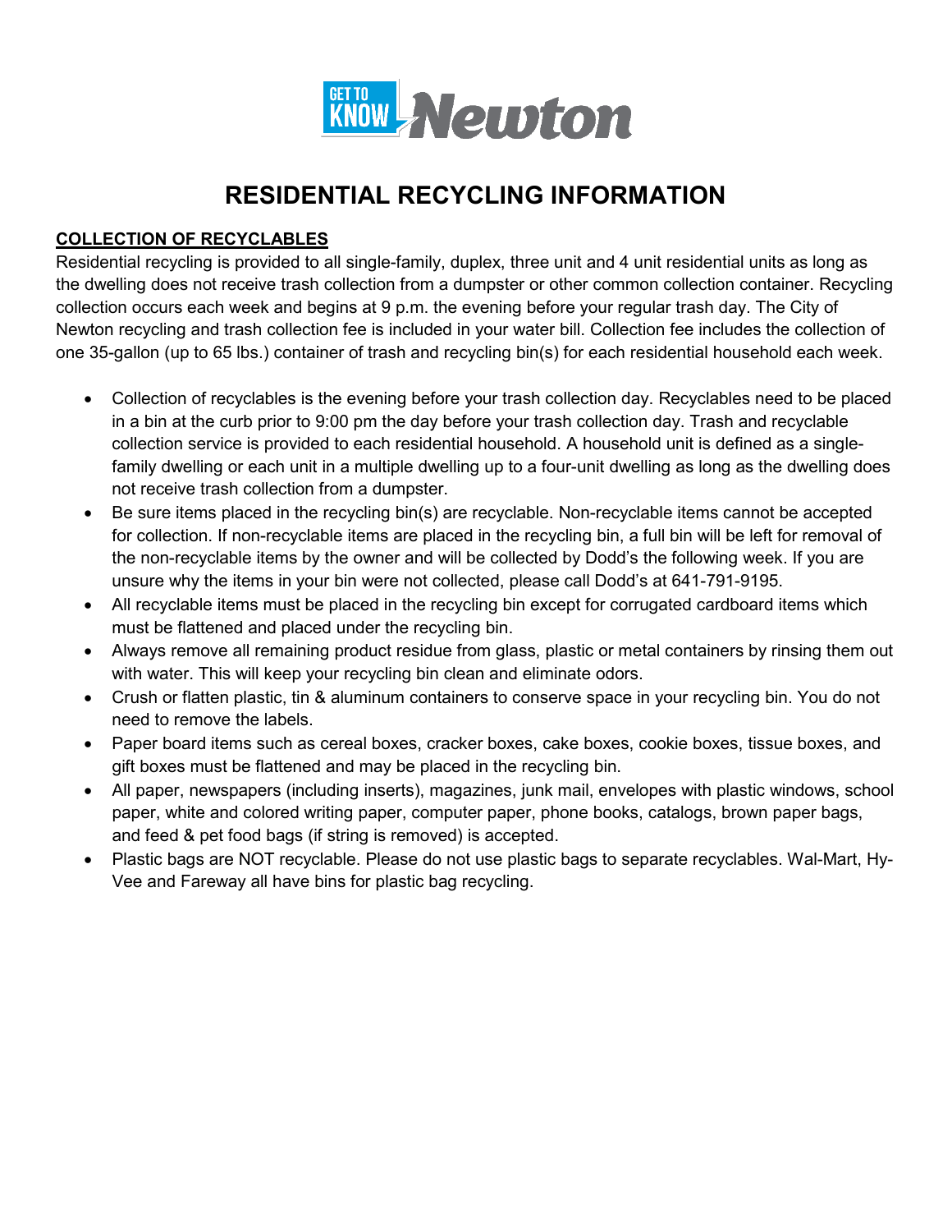GET TO KNOW Newton

# RESIDENTIAL RECYCLING INFORMATION

## COLLECTION OF RECYCLABLES

Residential recycling is provided to all single-family, duplex, three unit and 4 unit residential units as long as the dwelling does not receive trash collection from a dumpster or other common collection container. Recycling collection occurs each week and begins at 9 p.m. the evening before your regular trash day. The City of Newton recycling and trash collection fee is included in your water bill. Collection fee includes the collection of one 35-gallon (up to 65 lbs.) container of trash and recycling bin(s) for each residential household each week.

- Collection of recyclables is the evening before your trash collection day. Recyclables need to be placed in a bin at the curb prior to 9:00 pm the day before your trash collection day. Trash and recyclable collection service is provided to each residential household. A household unit is defined as a single-family dwelling or each unit in a multiple dwelling up to a four-unit dwelling as long as the dwelling does not receive trash collection from a dumpster.
- Be sure items placed in the recycling bin(s) are recyclable. Non-recyclable items cannot be accepted for collection. If non-recyclable items are placed in the recycling bin, a full bin will be left for removal of the non-recyclable items by the owner and will be collected by Dodd's the following week. If you are unsure why the items in your bin were not collected, please call Dodd's at 641-791-9195.
- All recyclable items must be placed in the recycling bin except for corrugated cardboard items which must be flattened and placed under the recycling bin.
- Always remove all remaining product residue from glass, plastic or metal containers by rinsing them out with water. This will keep your recycling bin clean and eliminate odors.
- Crush or flatten plastic, tin & aluminum containers to conserve space in your recycling bin. You do not need to remove the labels.
- Paper board items such as cereal boxes, cracker boxes, cake boxes, cookie boxes, tissue boxes, and gift boxes must be flattened and may be placed in the recycling bin.
- All paper, newspapers (including inserts), magazines, junk mail, envelopes with plastic windows, school paper, white and colored writing paper, computer paper, phone books, catalogs, brown paper bags, and feed & pet food bags (if string is removed) is accepted.
- Plastic bags are NOT recyclable. Please do not use plastic bags to separate recyclables. Wal-Mart, Hy-Vee and Fareway all have bins for plastic bag recycling.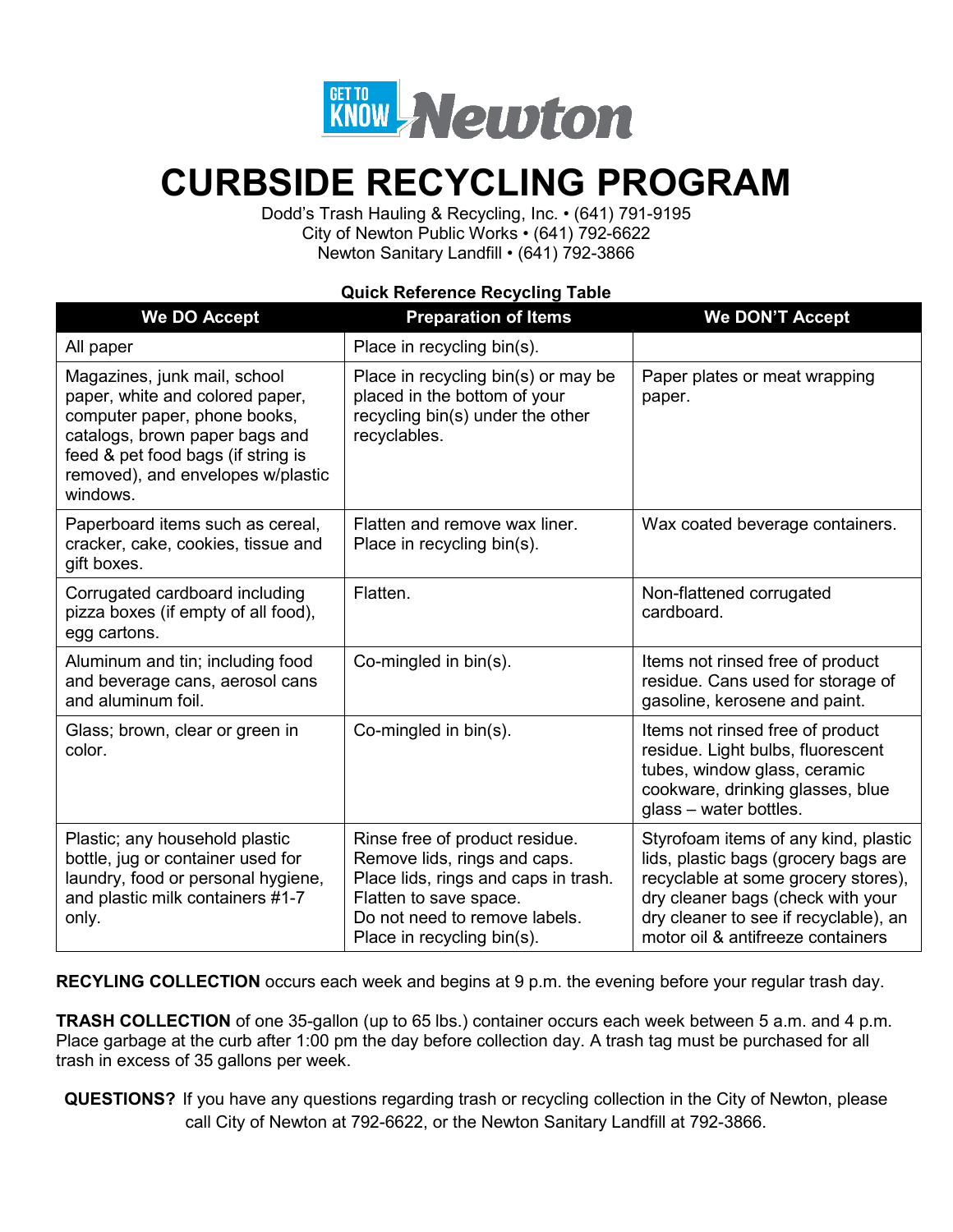GET TO KNOW Newton

# CURBSIDE RECYCLING PROGRAM

Dodd's Trash Hauling & Recycling, Inc. • (641) 791-9195
City of Newton Public Works • (641) 792-6622
Newton Sanitary Landfill • (641) 792-3866

**Quick Reference Recycling Table**

| We DO Accept | Preparation of Items | We DON'T Accept |
|---|---|---|
| All paper | Place in recycling bin(s). | |
| Magazines, junk mail, school paper, white and colored paper, computer paper, phone books, catalogs, brown paper bags and feed & pet food bags (if string is removed), and envelopes w/plastic windows. | Place in recycling bin(s) or may be placed in the bottom of your recycling bin(s) under the other recyclables. | Paper plates or meat wrapping paper. |
| Paperboard items such as cereal, cracker, cake, cookies, tissue and gift boxes. | Flatten and remove wax liner. Place in recycling bin(s). | Wax coated beverage containers. |
| Corrugated cardboard including pizza boxes (if empty of all food), egg cartons. | Flatten. | Non-flattened corrugated cardboard. |
| Aluminum and tin; including food and beverage cans, aerosol cans and aluminum foil. | Co-mingled in bin(s). | Items not rinsed free of product residue. Cans used for storage of gasoline, kerosene and paint. |
| Glass; brown, clear or green in color. | Co-mingled in bin(s). | Items not rinsed free of product residue. Light bulbs, fluorescent tubes, window glass, ceramic cookware, drinking glasses, blue glass – water bottles. |
| Plastic; any household plastic bottle, jug or container used for laundry, food or personal hygiene, and plastic milk containers #1-7 only. | Rinse free of product residue. Remove lids, rings and caps. Place lids, rings and caps in trash. Flatten to save space. Do not need to remove labels. Place in recycling bin(s). | Styrofoam items of any kind, plastic lids, plastic bags (grocery bags are recyclable at some grocery stores), dry cleaner bags (check with your dry cleaner to see if recyclable), an motor oil & antifreeze containers |

**RECYLING COLLECTION** occurs each week and begins at 9 p.m. the evening before your regular trash day.

**TRASH COLLECTION** of one 35-gallon (up to 65 lbs.) container occurs each week between 5 a.m. and 4 p.m. Place garbage at the curb after 1:00 pm the day before collection day. A trash tag must be purchased for all trash in excess of 35 gallons per week.

**QUESTIONS?** If you have any questions regarding trash or recycling collection in the City of Newton, please call City of Newton at 792-6622, or the Newton Sanitary Landfill at 792-3866.